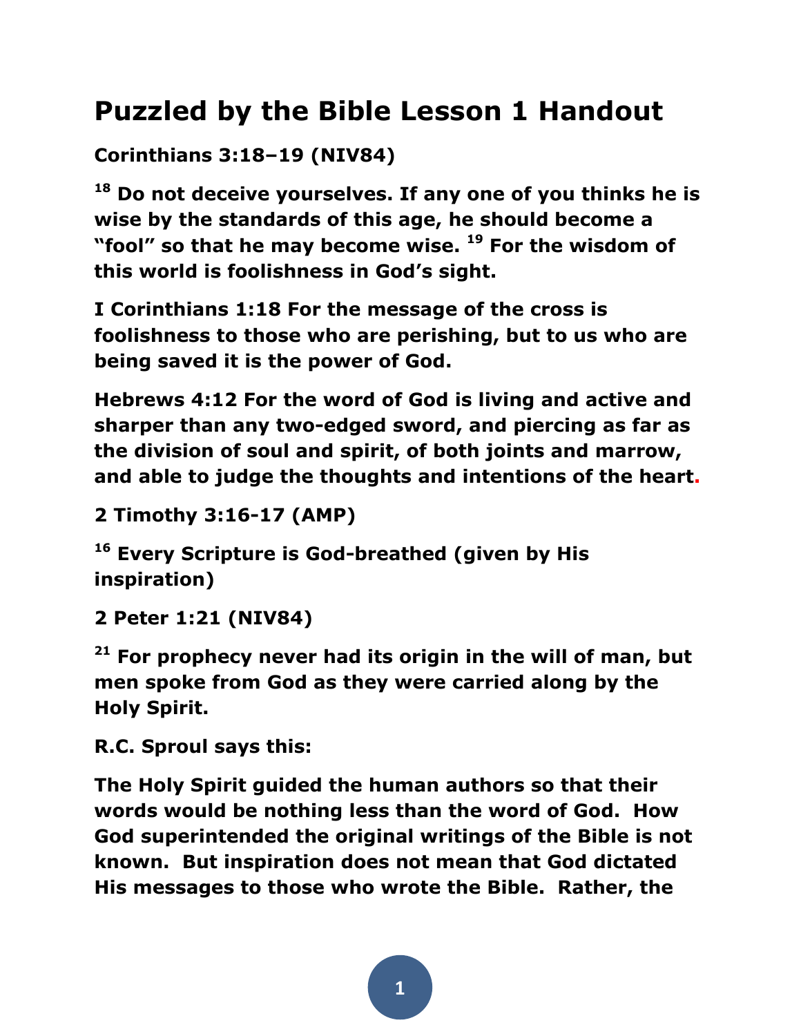# Puzzled by the Bible Lesson 1 Handout

**Corinthians 3:18–19 (NIV84)**

**[18] Do not deceive yourselves. If any one of you thinks he is wise by the standards of this age, he should become a "fool" so that he may become wise. [19] For the wisdom of this world is foolishness in God's sight.**

**I Corinthians 1:18 For the message of the cross is foolishness to those who are perishing, but to us who are being saved it is the power of God.**

**Hebrews 4:12 For the word of God is living and active and sharper than any two-edged sword, and piercing as far as the division of soul and spirit, of both joints and marrow, and able to judge the thoughts and intentions of the heart.**

**2 Timothy 3:16-17 (AMP)**

**[16] Every Scripture is God-breathed (given by His inspiration)**

**2 Peter 1:21 (NIV84)**

**[21] For prophecy never had its origin in the will of man, but men spoke from God as they were carried along by the Holy Spirit.**

**R.C. Sproul says this:**

**The Holy Spirit guided the human authors so that their words would be nothing less than the word of God. How God superintended the original writings of the Bible is not known. But inspiration does not mean that God dictated His messages to those who wrote the Bible. Rather, the**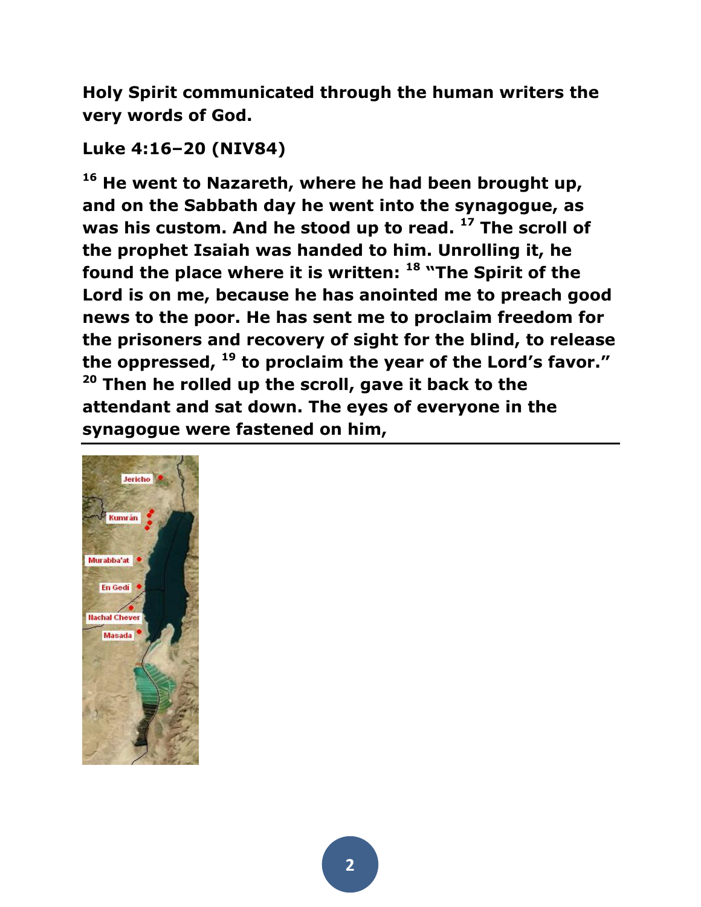**Holy Spirit communicated through the human writers the very words of God.**

**Luke 4:16–20 (NIV84)**

**[16] He went to Nazareth, where he had been brought up, and on the Sabbath day he went into the synagogue, as was his custom. And he stood up to read. [17] The scroll of the prophet Isaiah was handed to him. Unrolling it, he found the place where it is written: [18] "The Spirit of the Lord is on me, because he has anointed me to preach good news to the poor. He has sent me to proclaim freedom for the prisoners and recovery of sight for the blind, to release the oppressed, [19] to proclaim the year of the Lord's favor." [20] Then he rolled up the scroll, gave it back to the attendant and sat down. The eyes of everyone in the synagogue were fastened on him,**

---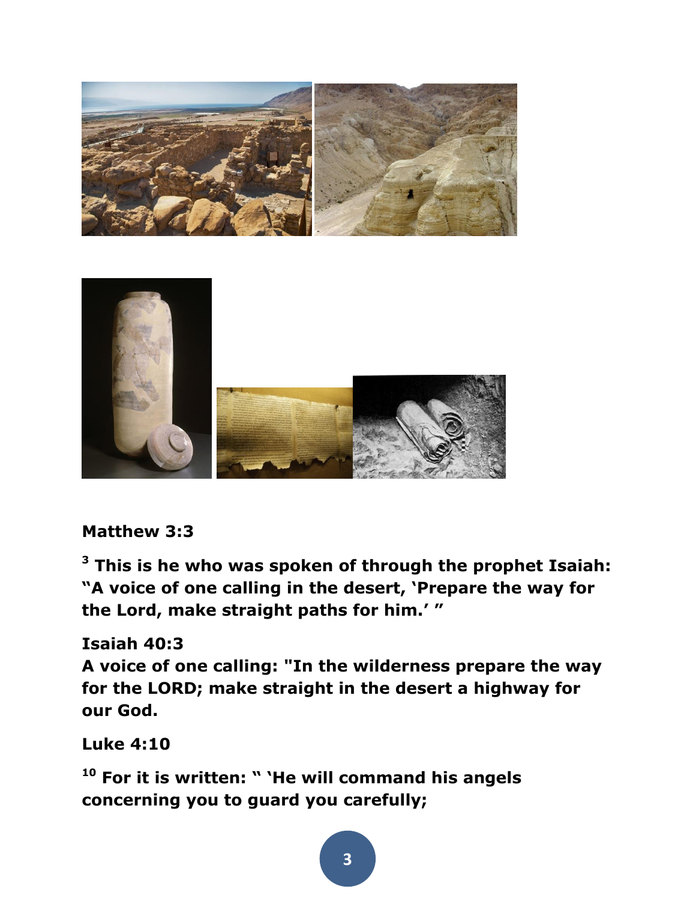**Matthew 3:3**

**[3] This is he who was spoken of through the prophet Isaiah: "A voice of one calling in the desert, 'Prepare the way for the Lord, make straight paths for him.' "**

**Isaiah 40:3**

**A voice of one calling: "In the wilderness prepare the way for the LORD; make straight in the desert a highway for our God.**

**Luke 4:10**

**[10] For it is written: " 'He will command his angels concerning you to guard you carefully;**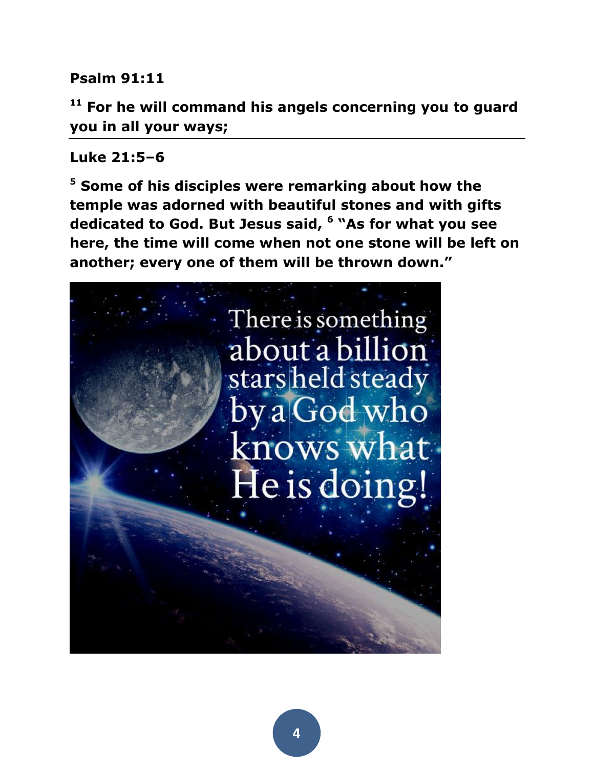**Psalm 91:11**

**[11] For he will command his angels concerning you to guard you in all your ways;**

---

**Luke 21:5–6**

**[5] Some of his disciples were remarking about how the temple was adorned with beautiful stones and with gifts dedicated to God. But Jesus said, [6] "As for what you see here, the time will come when not one stone will be left on another; every one of them will be thrown down."**

There is something about a billion stars held steady by a God who knows what He is doing!